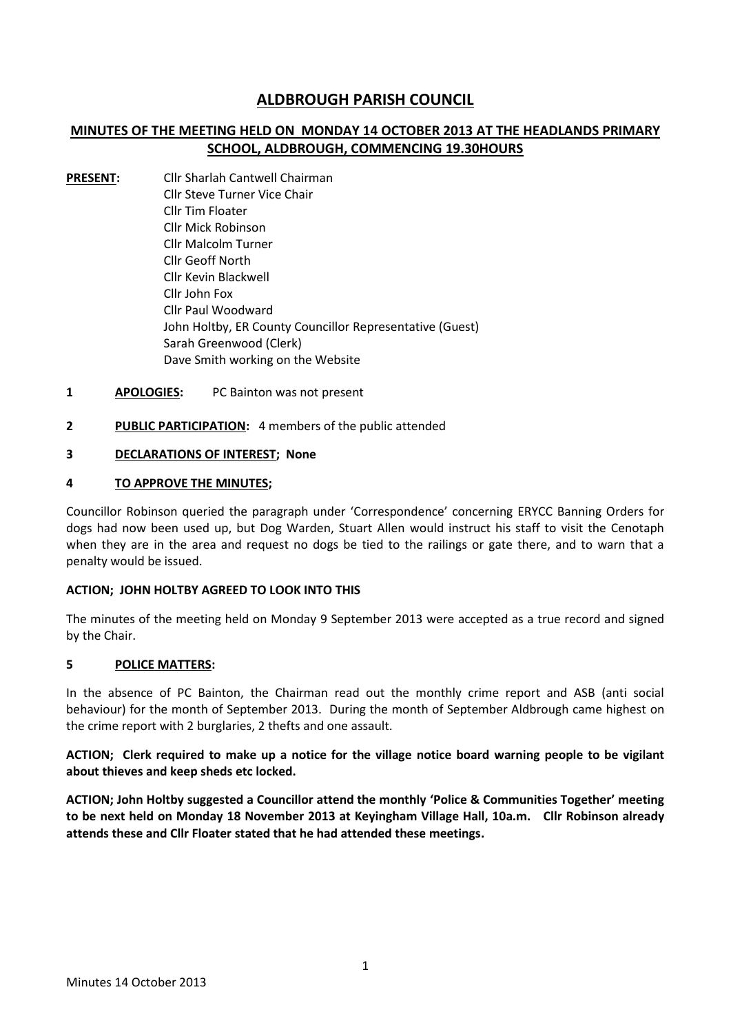# ALDBROUGH PARISH COUNCIL

## MINUTES OF THE MEETING HELD ON MONDAY 14 OCTOBER 2013 AT THE HEADLANDS PRIMARY SCHOOL, ALDBROUGH, COMMENCING 19.30HOURS

**PRESENT:**
Cllr Sharlah Cantwell Chairman
Cllr Steve Turner Vice Chair
Cllr Tim Floater
Cllr Mick Robinson
Cllr Malcolm Turner
Cllr Geoff North
Cllr Kevin Blackwell
Cllr John Fox
Cllr Paul Woodward
John Holtby, ER County Councillor Representative (Guest)
Sarah Greenwood (Clerk)
Dave Smith working on the Website

**1 APOLOGIES:** PC Bainton was not present

**2 PUBLIC PARTICIPATION:** 4 members of the public attended

**3 DECLARATIONS OF INTEREST; None**

**4 TO APPROVE THE MINUTES;**

Councillor Robinson queried the paragraph under 'Correspondence' concerning ERYCC Banning Orders for dogs had now been used up, but Dog Warden, Stuart Allen would instruct his staff to visit the Cenotaph when they are in the area and request no dogs be tied to the railings or gate there, and to warn that a penalty would be issued.

**ACTION; JOHN HOLTBY AGREED TO LOOK INTO THIS**

The minutes of the meeting held on Monday 9 September 2013 were accepted as a true record and signed by the Chair.

**5 POLICE MATTERS:**

In the absence of PC Bainton, the Chairman read out the monthly crime report and ASB (anti social behaviour) for the month of September 2013. During the month of September Aldbrough came highest on the crime report with 2 burglaries, 2 thefts and one assault.

**ACTION; Clerk required to make up a notice for the village notice board warning people to be vigilant about thieves and keep sheds etc locked.**

**ACTION; John Holtby suggested a Councillor attend the monthly 'Police & Communities Together' meeting to be next held on Monday 18 November 2013 at Keyingham Village Hall, 10a.m. Cllr Robinson already attends these and Cllr Floater stated that he had attended these meetings.**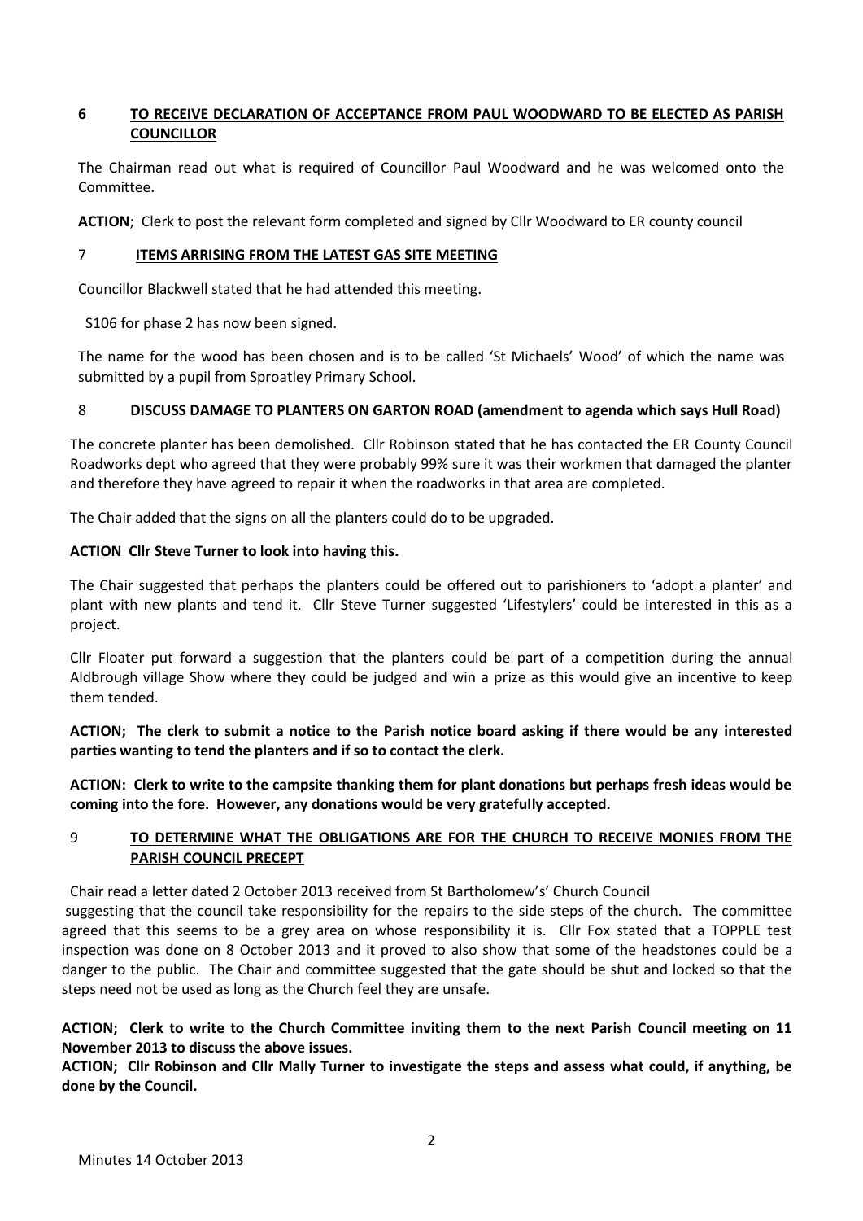## 6 TO RECEIVE DECLARATION OF ACCEPTANCE FROM PAUL WOODWARD TO BE ELECTED AS PARISH COUNCILLOR

The Chairman read out what is required of Councillor Paul Woodward and he was welcomed onto the Committee.

**ACTION**; Clerk to post the relevant form completed and signed by Cllr Woodward to ER county council

## 7 ITEMS ARRISING FROM THE LATEST GAS SITE MEETING

Councillor Blackwell stated that he had attended this meeting.

S106 for phase 2 has now been signed.

The name for the wood has been chosen and is to be called 'St Michaels' Wood' of which the name was submitted by a pupil from Sproatley Primary School.

## 8 DISCUSS DAMAGE TO PLANTERS ON GARTON ROAD (amendment to agenda which says Hull Road)

The concrete planter has been demolished. Cllr Robinson stated that he has contacted the ER County Council Roadworks dept who agreed that they were probably 99% sure it was their workmen that damaged the planter and therefore they have agreed to repair it when the roadworks in that area are completed.

The Chair added that the signs on all the planters could do to be upgraded.

**ACTION Cllr Steve Turner to look into having this.**

The Chair suggested that perhaps the planters could be offered out to parishioners to 'adopt a planter' and plant with new plants and tend it. Cllr Steve Turner suggested 'Lifestylers' could be interested in this as a project.

Cllr Floater put forward a suggestion that the planters could be part of a competition during the annual Aldbrough village Show where they could be judged and win a prize as this would give an incentive to keep them tended.

**ACTION; The clerk to submit a notice to the Parish notice board asking if there would be any interested parties wanting to tend the planters and if so to contact the clerk.**

**ACTION: Clerk to write to the campsite thanking them for plant donations but perhaps fresh ideas would be coming into the fore. However, any donations would be very gratefully accepted.**

## 9 TO DETERMINE WHAT THE OBLIGATIONS ARE FOR THE CHURCH TO RECEIVE MONIES FROM THE PARISH COUNCIL PRECEPT

Chair read a letter dated 2 October 2013 received from St Bartholomew's' Church Council suggesting that the council take responsibility for the repairs to the side steps of the church. The committee agreed that this seems to be a grey area on whose responsibility it is. Cllr Fox stated that a TOPPLE test inspection was done on 8 October 2013 and it proved to also show that some of the headstones could be a danger to the public. The Chair and committee suggested that the gate should be shut and locked so that the steps need not be used as long as the Church feel they are unsafe.

**ACTION; Clerk to write to the Church Committee inviting them to the next Parish Council meeting on 11 November 2013 to discuss the above issues.**

**ACTION; Cllr Robinson and Cllr Mally Turner to investigate the steps and assess what could, if anything, be done by the Council.**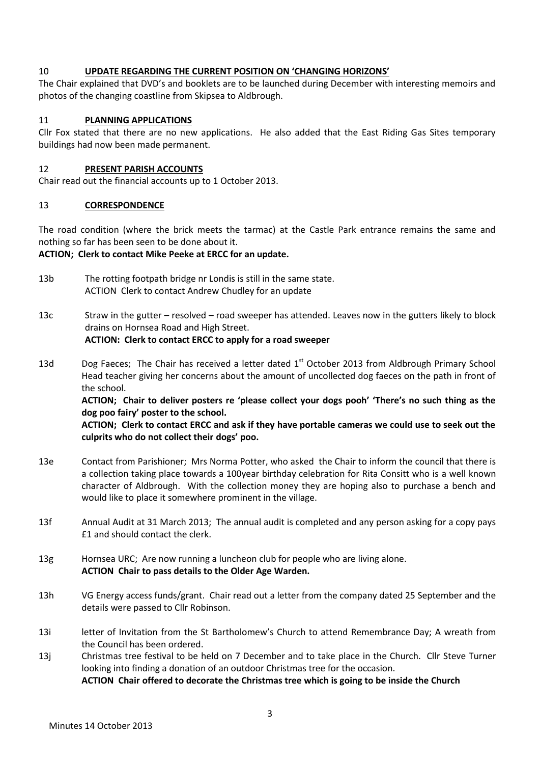## 10 **UPDATE REGARDING THE CURRENT POSITION ON 'CHANGING HORIZONS'**

The Chair explained that DVD's and booklets are to be launched during December with interesting memoirs and photos of the changing coastline from Skipsea to Aldbrough.

## 11 **PLANNING APPLICATIONS**

Cllr Fox stated that there are no new applications. He also added that the East Riding Gas Sites temporary buildings had now been made permanent.

## 12 **PRESENT PARISH ACCOUNTS**

Chair read out the financial accounts up to 1 October 2013.

## 13 **CORRESPONDENCE**

The road condition (where the brick meets the tarmac) at the Castle Park entrance remains the same and nothing so far has been seen to be done about it.

**ACTION; Clerk to contact Mike Peeke at ERCC for an update.**

13b The rotting footpath bridge nr Londis is still in the same state.
ACTION Clerk to contact Andrew Chudley for an update

13c Straw in the gutter – resolved – road sweeper has attended. Leaves now in the gutters likely to block drains on Hornsea Road and High Street.
**ACTION: Clerk to contact ERCC to apply for a road sweeper**

13d Dog Faeces; The Chair has received a letter dated 1st October 2013 from Aldbrough Primary School Head teacher giving her concerns about the amount of uncollected dog faeces on the path in front of the school.
**ACTION; Chair to deliver posters re 'please collect your dogs pooh' 'There's no such thing as the dog poo fairy' poster to the school.**
**ACTION; Clerk to contact ERCC and ask if they have portable cameras we could use to seek out the culprits who do not collect their dogs' poo.**

13e Contact from Parishioner; Mrs Norma Potter, who asked the Chair to inform the council that there is a collection taking place towards a 100year birthday celebration for Rita Consitt who is a well known character of Aldbrough. With the collection money they are hoping also to purchase a bench and would like to place it somewhere prominent in the village.

13f Annual Audit at 31 March 2013; The annual audit is completed and any person asking for a copy pays £1 and should contact the clerk.

13g Hornsea URC; Are now running a luncheon club for people who are living alone.
**ACTION Chair to pass details to the Older Age Warden.**

13h VG Energy access funds/grant. Chair read out a letter from the company dated 25 September and the details were passed to Cllr Robinson.

13i letter of Invitation from the St Bartholomew's Church to attend Remembrance Day; A wreath from the Council has been ordered.

13j Christmas tree festival to be held on 7 December and to take place in the Church. Cllr Steve Turner looking into finding a donation of an outdoor Christmas tree for the occasion.
**ACTION Chair offered to decorate the Christmas tree which is going to be inside the Church**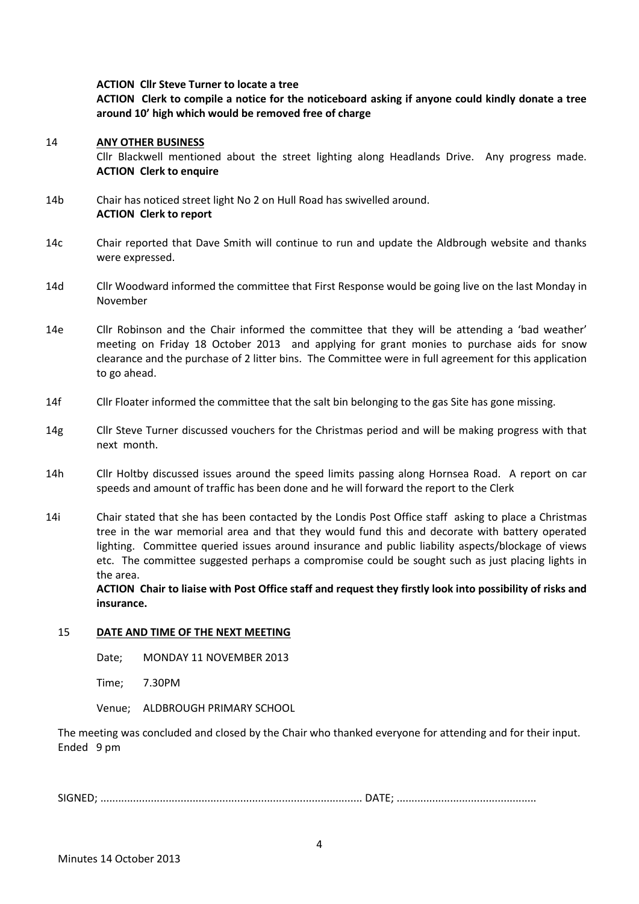**ACTION Cllr Steve Turner to locate a tree**

**ACTION Clerk to compile a notice for the noticeboard asking if anyone could kindly donate a tree around 10' high which would be removed free of charge**

## 14 ANY OTHER BUSINESS

Cllr Blackwell mentioned about the street lighting along Headlands Drive. Any progress made.
**ACTION Clerk to enquire**

14b Chair has noticed street light No 2 on Hull Road has swivelled around.
**ACTION Clerk to report**

14c Chair reported that Dave Smith will continue to run and update the Aldbrough website and thanks were expressed.

14d Cllr Woodward informed the committee that First Response would be going live on the last Monday in November

14e Cllr Robinson and the Chair informed the committee that they will be attending a 'bad weather' meeting on Friday 18 October 2013 and applying for grant monies to purchase aids for snow clearance and the purchase of 2 litter bins. The Committee were in full agreement for this application to go ahead.

14f Cllr Floater informed the committee that the salt bin belonging to the gas Site has gone missing.

14g Cllr Steve Turner discussed vouchers for the Christmas period and will be making progress with that next month.

14h Cllr Holtby discussed issues around the speed limits passing along Hornsea Road. A report on car speeds and amount of traffic has been done and he will forward the report to the Clerk

14i Chair stated that she has been contacted by the Londis Post Office staff asking to place a Christmas tree in the war memorial area and that they would fund this and decorate with battery operated lighting. Committee queried issues around insurance and public liability aspects/blockage of views etc. The committee suggested perhaps a compromise could be sought such as just placing lights in the area.
**ACTION Chair to liaise with Post Office staff and request they firstly look into possibility of risks and insurance.**

## 15 DATE AND TIME OF THE NEXT MEETING

Date; MONDAY 11 NOVEMBER 2013

Time; 7.30PM

Venue; ALDBROUGH PRIMARY SCHOOL

The meeting was concluded and closed by the Chair who thanked everyone for attending and for their input.
Ended 9 pm

SIGNED; ....................................................................................... DATE; ..............................................

Minutes 14 October 2013